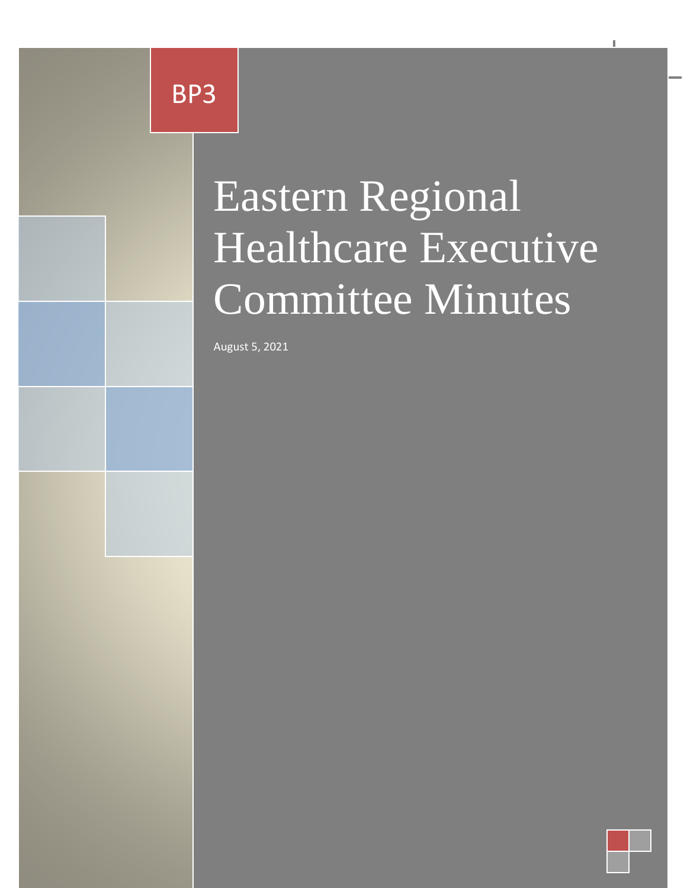BP3

# Eastern Regional Healthcare Executive Committee Minutes

August 5, 2021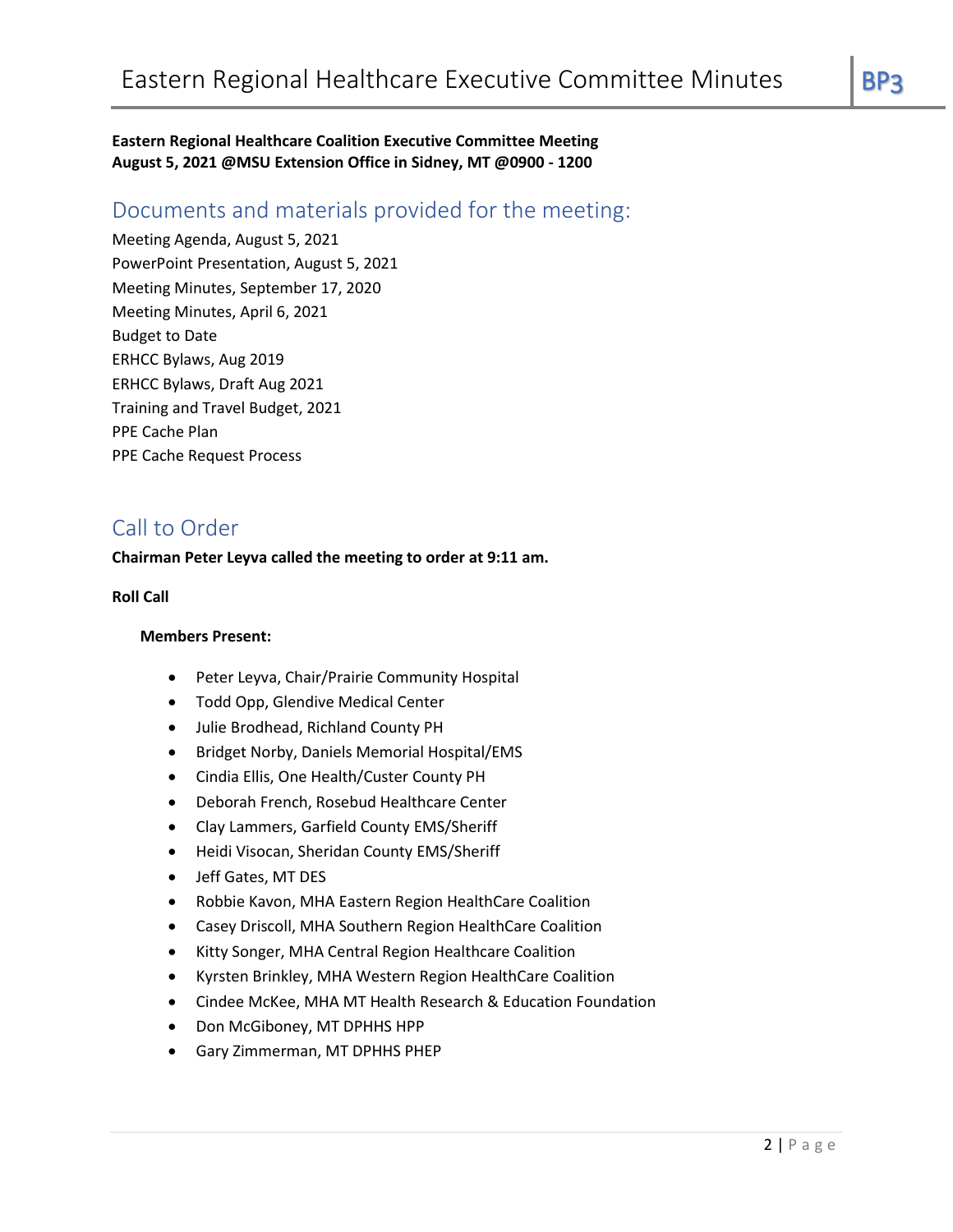**Eastern Regional Healthcare Coalition Executive Committee Meeting**
**August 5, 2021 @MSU Extension Office in Sidney, MT @0900 - 1200**

## Documents and materials provided for the meeting:

Meeting Agenda, August 5, 2021
PowerPoint Presentation, August 5, 2021
Meeting Minutes, September 17, 2020
Meeting Minutes, April 6, 2021
Budget to Date
ERHCC Bylaws, Aug 2019
ERHCC Bylaws, Draft Aug 2021
Training and Travel Budget, 2021
PPE Cache Plan
PPE Cache Request Process

## Call to Order

**Chairman Peter Leyva called the meeting to order at 9:11 am.**

**Roll Call**

**Members Present:**

- Peter Leyva, Chair/Prairie Community Hospital
- Todd Opp, Glendive Medical Center
- Julie Brodhead, Richland County PH
- Bridget Norby, Daniels Memorial Hospital/EMS
- Cindia Ellis, One Health/Custer County PH
- Deborah French, Rosebud Healthcare Center
- Clay Lammers, Garfield County EMS/Sheriff
- Heidi Visocan, Sheridan County EMS/Sheriff
- Jeff Gates, MT DES
- Robbie Kavon, MHA Eastern Region HealthCare Coalition
- Casey Driscoll, MHA Southern Region HealthCare Coalition
- Kitty Songer, MHA Central Region Healthcare Coalition
- Kyrsten Brinkley, MHA Western Region HealthCare Coalition
- Cindee McKee, MHA MT Health Research & Education Foundation
- Don McGiboney, MT DPHHS HPP
- Gary Zimmerman, MT DPHHS PHEP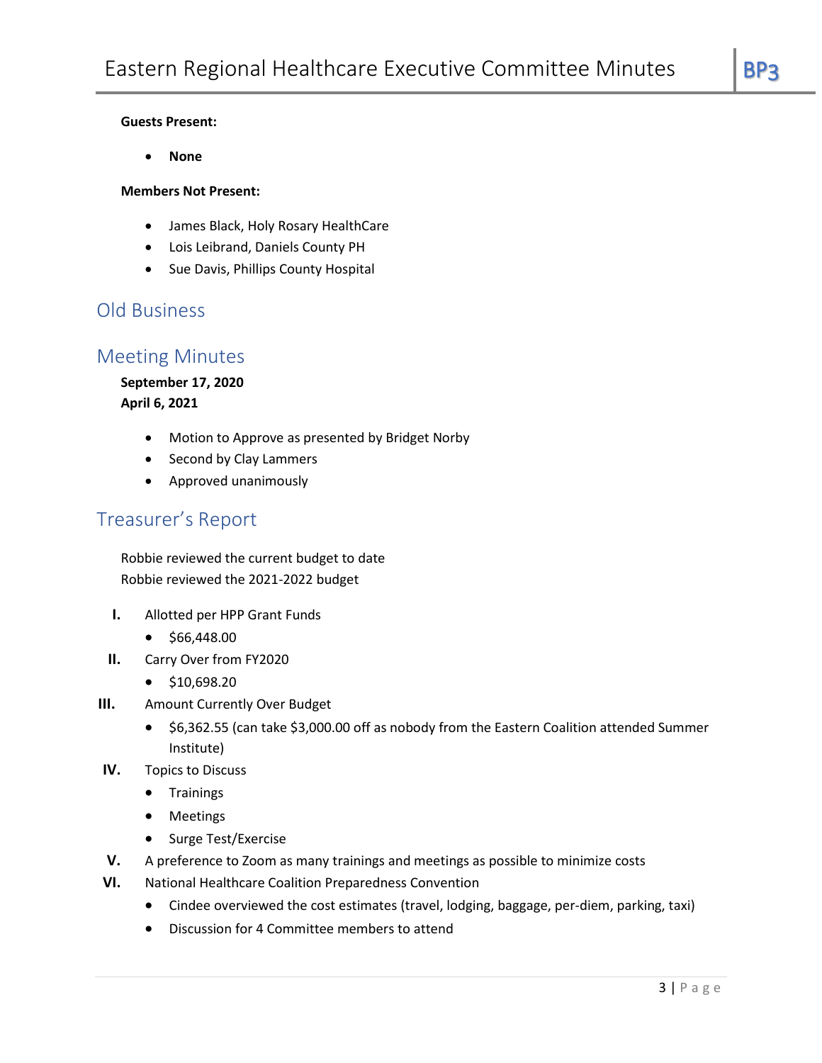**Guests Present:**

- **None**

**Members Not Present:**

- James Black, Holy Rosary HealthCare
- Lois Leibrand, Daniels County PH
- Sue Davis, Phillips County Hospital

## Old Business

## Meeting Minutes

**September 17, 2020**
**April 6, 2021**

- Motion to Approve as presented by Bridget Norby
- Second by Clay Lammers
- Approved unanimously

## Treasurer's Report

Robbie reviewed the current budget to date
Robbie reviewed the 2021-2022 budget

I. Allotted per HPP Grant Funds
   - $66,448.00

II. Carry Over from FY2020
   - $10,698.20

III. Amount Currently Over Budget
   - $6,362.55 (can take $3,000.00 off as nobody from the Eastern Coalition attended Summer Institute)

IV. Topics to Discuss
   - Trainings
   - Meetings
   - Surge Test/Exercise

V. A preference to Zoom as many trainings and meetings as possible to minimize costs

VI. National Healthcare Coalition Preparedness Convention
   - Cindee overviewed the cost estimates (travel, lodging, baggage, per-diem, parking, taxi)
   - Discussion for 4 Committee members to attend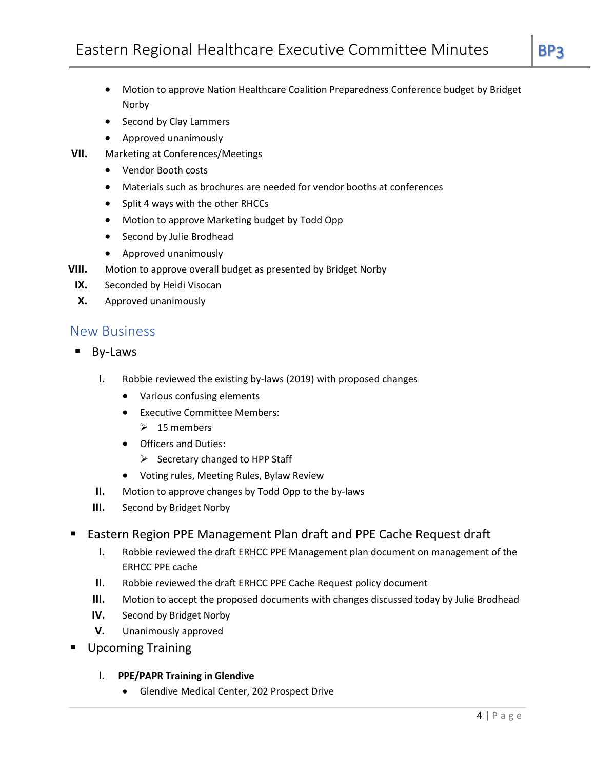- Motion to approve Nation Healthcare Coalition Preparedness Conference budget by Bridget Norby
- Second by Clay Lammers
- Approved unanimously

VII. Marketing at Conferences/Meetings

- Vendor Booth costs
- Materials such as brochures are needed for vendor booths at conferences
- Split 4 ways with the other RHCCs
- Motion to approve Marketing budget by Todd Opp
- Second by Julie Brodhead
- Approved unanimously

VIII. Motion to approve overall budget as presented by Bridget Norby

IX. Seconded by Heidi Visocan

X. Approved unanimously

## New Business

- By-Laws

  I. Robbie reviewed the existing by-laws (2019) with proposed changes
     - Various confusing elements
     - Executive Committee Members:
       - 15 members
     - Officers and Duties:
       - Secretary changed to HPP Staff
     - Voting rules, Meeting Rules, Bylaw Review

  II. Motion to approve changes by Todd Opp to the by-laws

  III. Second by Bridget Norby

- Eastern Region PPE Management Plan draft and PPE Cache Request draft

  I. Robbie reviewed the draft ERHCC PPE Management plan document on management of the ERHCC PPE cache

  II. Robbie reviewed the draft ERHCC PPE Cache Request policy document

  III. Motion to accept the proposed documents with changes discussed today by Julie Brodhead

  IV. Second by Bridget Norby

  V. Unanimously approved

- Upcoming Training

  I. **PPE/PAPR Training in Glendive**
     - Glendive Medical Center, 202 Prospect Drive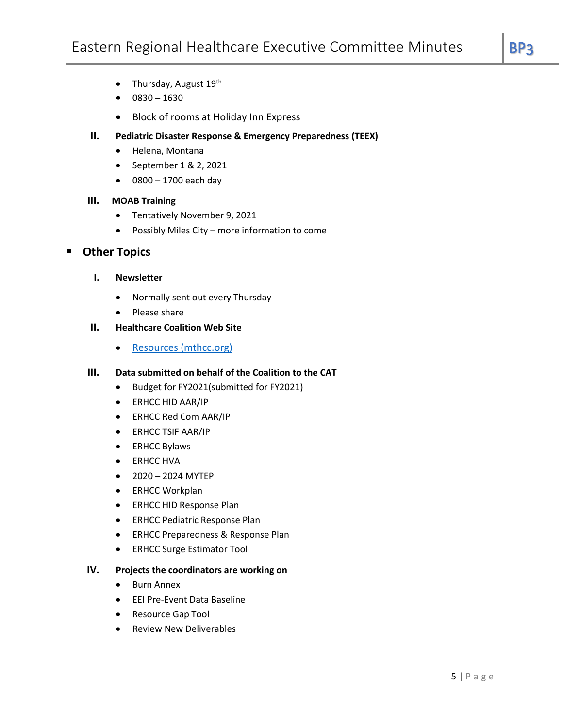- Thursday, August 19th
- 0830 – 1630
- Block of rooms at Holiday Inn Express

**II. Pediatric Disaster Response & Emergency Preparedness (TEEX)**

- Helena, Montana
- September 1 & 2, 2021
- 0800 – 1700 each day

**III. MOAB Training**

- Tentatively November 9, 2021
- Possibly Miles City – more information to come

## Other Topics

**I. Newsletter**

- Normally sent out every Thursday
- Please share

**II. Healthcare Coalition Web Site**

- [Resources (mthcc.org)](Resources (mthcc.org))

**III. Data submitted on behalf of the Coalition to the CAT**

- Budget for FY2021(submitted for FY2021)
- ERHCC HID AAR/IP
- ERHCC Red Com AAR/IP
- ERHCC TSIF AAR/IP
- ERHCC Bylaws
- ERHCC HVA
- 2020 – 2024 MYTEP
- ERHCC Workplan
- ERHCC HID Response Plan
- ERHCC Pediatric Response Plan
- ERHCC Preparedness & Response Plan
- ERHCC Surge Estimator Tool

**IV. Projects the coordinators are working on**

- Burn Annex
- EEI Pre-Event Data Baseline
- Resource Gap Tool
- Review New Deliverables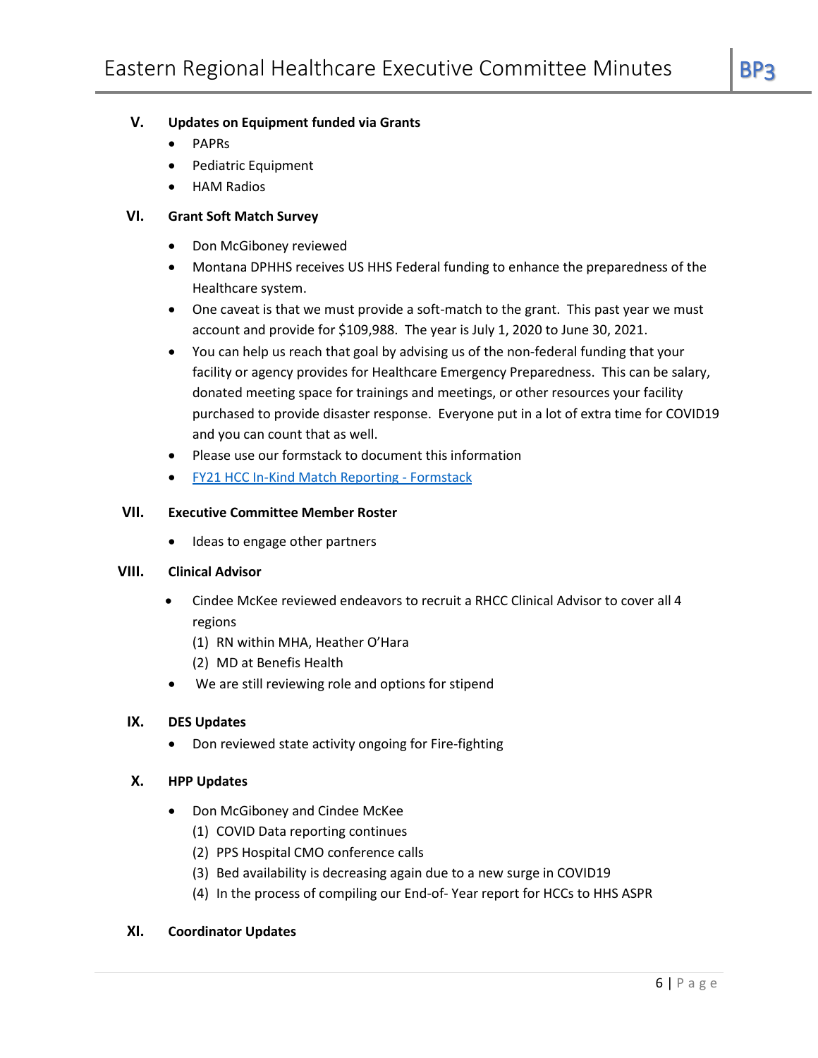## V. Updates on Equipment funded via Grants

- PAPRs
- Pediatric Equipment
- HAM Radios

## VI. Grant Soft Match Survey

- Don McGiboney reviewed
- Montana DPHHS receives US HHS Federal funding to enhance the preparedness of the Healthcare system.
- One caveat is that we must provide a soft-match to the grant. This past year we must account and provide for $109,988. The year is July 1, 2020 to June 30, 2021.
- You can help us reach that goal by advising us of the non-federal funding that your facility or agency provides for Healthcare Emergency Preparedness. This can be salary, donated meeting space for trainings and meetings, or other resources your facility purchased to provide disaster response. Everyone put in a lot of extra time for COVID19 and you can count that as well.
- Please use our formstack to document this information
- [FY21 HCC In-Kind Match Reporting - Formstack]

## VII. Executive Committee Member Roster

- Ideas to engage other partners

## VIII. Clinical Advisor

- Cindee McKee reviewed endeavors to recruit a RHCC Clinical Advisor to cover all 4 regions
  (1) RN within MHA, Heather O'Hara
  (2) MD at Benefis Health
- We are still reviewing role and options for stipend

## IX. DES Updates

- Don reviewed state activity ongoing for Fire-fighting

## X. HPP Updates

- Don McGiboney and Cindee McKee
  (1) COVID Data reporting continues
  (2) PPS Hospital CMO conference calls
  (3) Bed availability is decreasing again due to a new surge in COVID19
  (4) In the process of compiling our End-of- Year report for HCCs to HHS ASPR

## XI. Coordinator Updates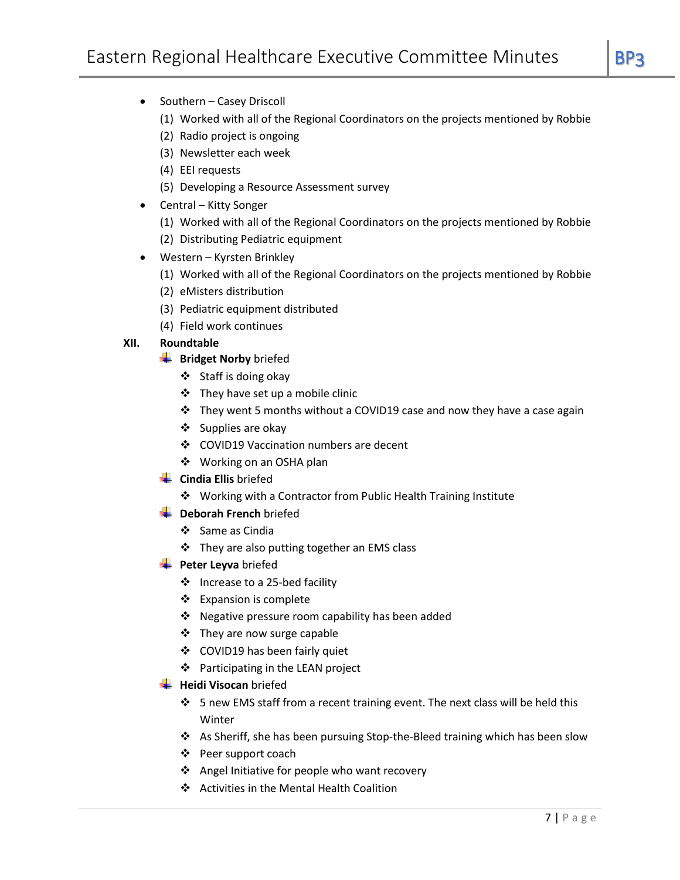- Southern – Casey Driscoll
  (1) Worked with all of the Regional Coordinators on the projects mentioned by Robbie
  (2) Radio project is ongoing
  (3) Newsletter each week
  (4) EEI requests
  (5) Developing a Resource Assessment survey
- Central – Kitty Songer
  (1) Worked with all of the Regional Coordinators on the projects mentioned by Robbie
  (2) Distributing Pediatric equipment
- Western – Kyrsten Brinkley
  (1) Worked with all of the Regional Coordinators on the projects mentioned by Robbie
  (2) eMisters distribution
  (3) Pediatric equipment distributed
  (4) Field work continues

**XII. Roundtable**

- **Bridget Norby** briefed
  - Staff is doing okay
  - They have set up a mobile clinic
  - They went 5 months without a COVID19 case and now they have a case again
  - Supplies are okay
  - COVID19 Vaccination numbers are decent
  - Working on an OSHA plan
- **Cindia Ellis** briefed
  - Working with a Contractor from Public Health Training Institute
- **Deborah French** briefed
  - Same as Cindia
  - They are also putting together an EMS class
- **Peter Leyva** briefed
  - Increase to a 25-bed facility
  - Expansion is complete
  - Negative pressure room capability has been added
  - They are now surge capable
  - COVID19 has been fairly quiet
  - Participating in the LEAN project
- **Heidi Visocan** briefed
  - 5 new EMS staff from a recent training event. The next class will be held this Winter
  - As Sheriff, she has been pursuing Stop-the-Bleed training which has been slow
  - Peer support coach
  - Angel Initiative for people who want recovery
  - Activities in the Mental Health Coalition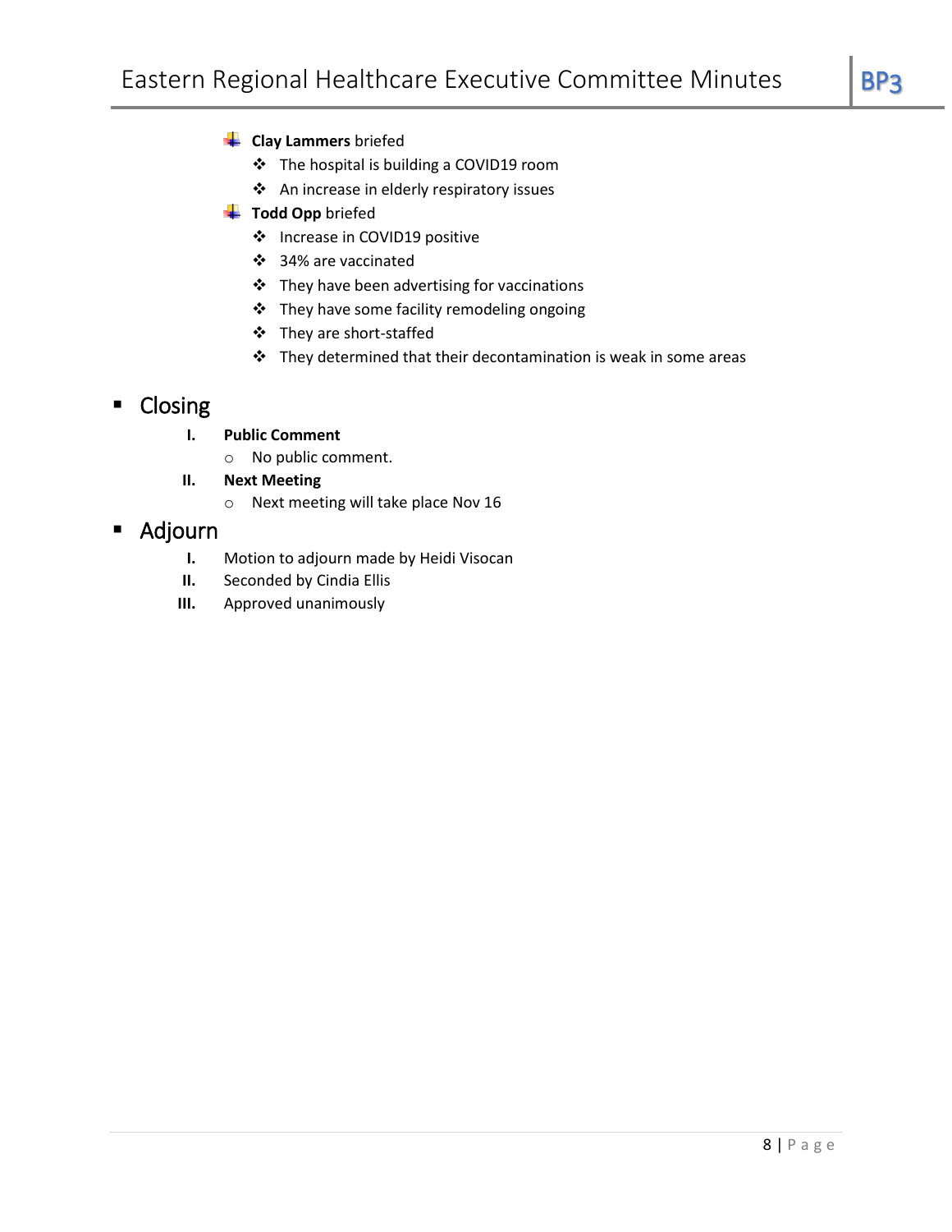- **Clay Lammers** briefed
  - The hospital is building a COVID19 room
  - An increase in elderly respiratory issues
- **Todd Opp** briefed
  - Increase in COVID19 positive
  - 34% are vaccinated
  - They have been advertising for vaccinations
  - They have some facility remodeling ongoing
  - They are short-staffed
  - They determined that their decontamination is weak in some areas

## Closing

I. **Public Comment**
   - No public comment.

II. **Next Meeting**
   - Next meeting will take place Nov 16

## Adjourn

I. Motion to adjourn made by Heidi Visocan

II. Seconded by Cindia Ellis

III. Approved unanimously